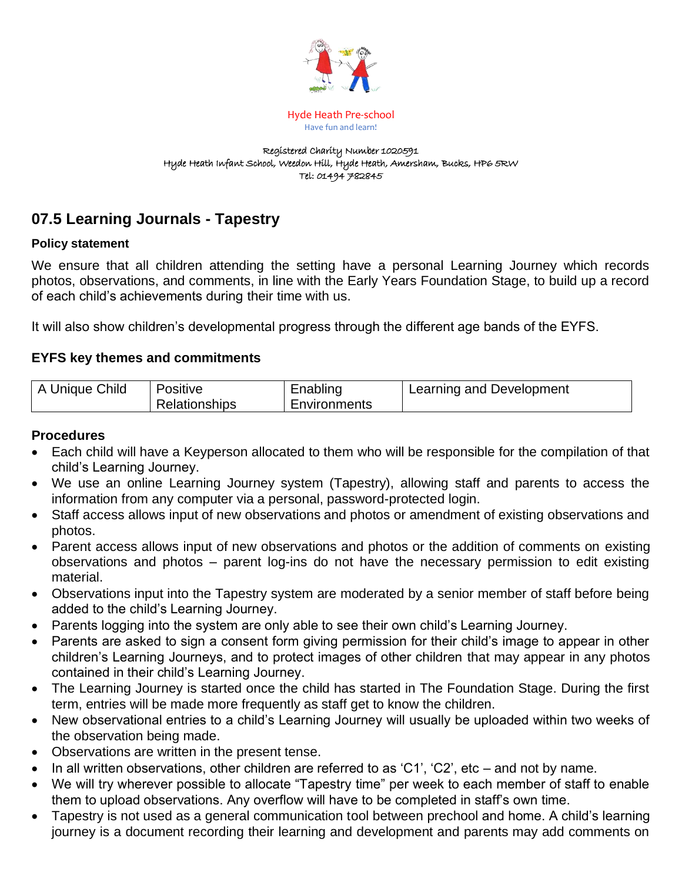Hyde Heath Pre-school

Have fun and learn!

Registered Charity Number 1020591

Hyde Heath Infant School, Weedon Hill, Hyde Heath, Amersham, Bucks, HP6 5RW

Tel: 01494 782845

## 07.5 Learning Journals - Tapestry

**Policy statement**

We ensure that all children attending the setting have a personal Learning Journey which records photos, observations, and comments, in line with the Early Years Foundation Stage, to build up a record of each child's achievements during their time with us.

It will also show children's developmental progress through the different age bands of the EYFS.

### EYFS key themes and commitments

| A Unique Child | Positive Relationships | Enabling Environments | Learning and Development |
|---|---|---|---|

### Procedures

- Each child will have a Keyperson allocated to them who will be responsible for the compilation of that child's Learning Journey.
- We use an online Learning Journey system (Tapestry), allowing staff and parents to access the information from any computer via a personal, password-protected login.
- Staff access allows input of new observations and photos or amendment of existing observations and photos.
- Parent access allows input of new observations and photos or the addition of comments on existing observations and photos – parent log-ins do not have the necessary permission to edit existing material.
- Observations input into the Tapestry system are moderated by a senior member of staff before being added to the child's Learning Journey.
- Parents logging into the system are only able to see their own child's Learning Journey.
- Parents are asked to sign a consent form giving permission for their child's image to appear in other children's Learning Journeys, and to protect images of other children that may appear in any photos contained in their child's Learning Journey.
- The Learning Journey is started once the child has started in The Foundation Stage. During the first term, entries will be made more frequently as staff get to know the children.
- New observational entries to a child's Learning Journey will usually be uploaded within two weeks of the observation being made.
- Observations are written in the present tense.
- In all written observations, other children are referred to as 'C1', 'C2', etc – and not by name.
- We will try wherever possible to allocate "Tapestry time" per week to each member of staff to enable them to upload observations. Any overflow will have to be completed in staff's own time.
- Tapestry is not used as a general communication tool between prechool and home. A child's learning journey is a document recording their learning and development and parents may add comments on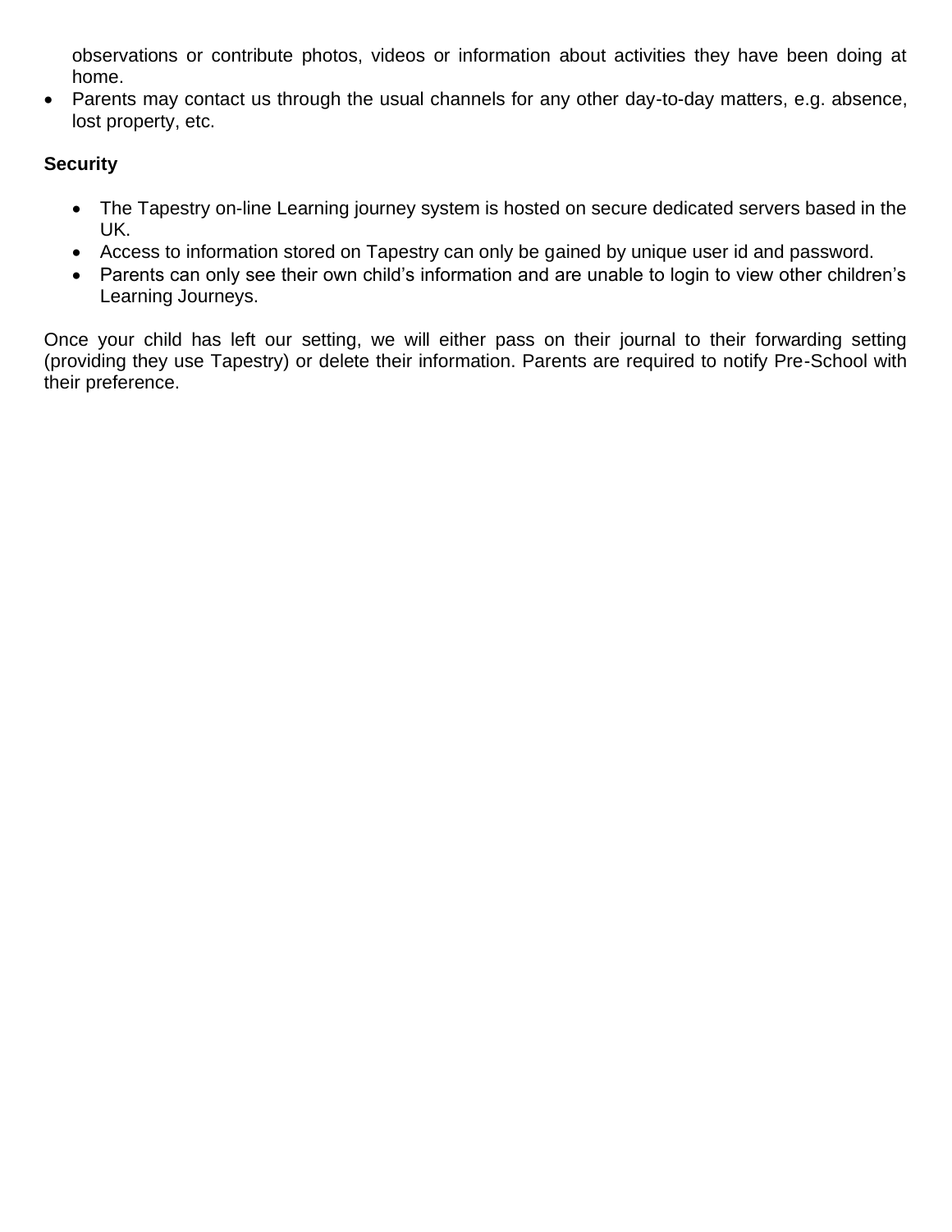observations or contribute photos, videos or information about activities they have been doing at home.

- Parents may contact us through the usual channels for any other day-to-day matters, e.g. absence, lost property, etc.

**Security**

- The Tapestry on-line Learning journey system is hosted on secure dedicated servers based in the UK.
- Access to information stored on Tapestry can only be gained by unique user id and password.
- Parents can only see their own child's information and are unable to login to view other children's Learning Journeys.

Once your child has left our setting, we will either pass on their journal to their forwarding setting (providing they use Tapestry) or delete their information. Parents are required to notify Pre-School with their preference.